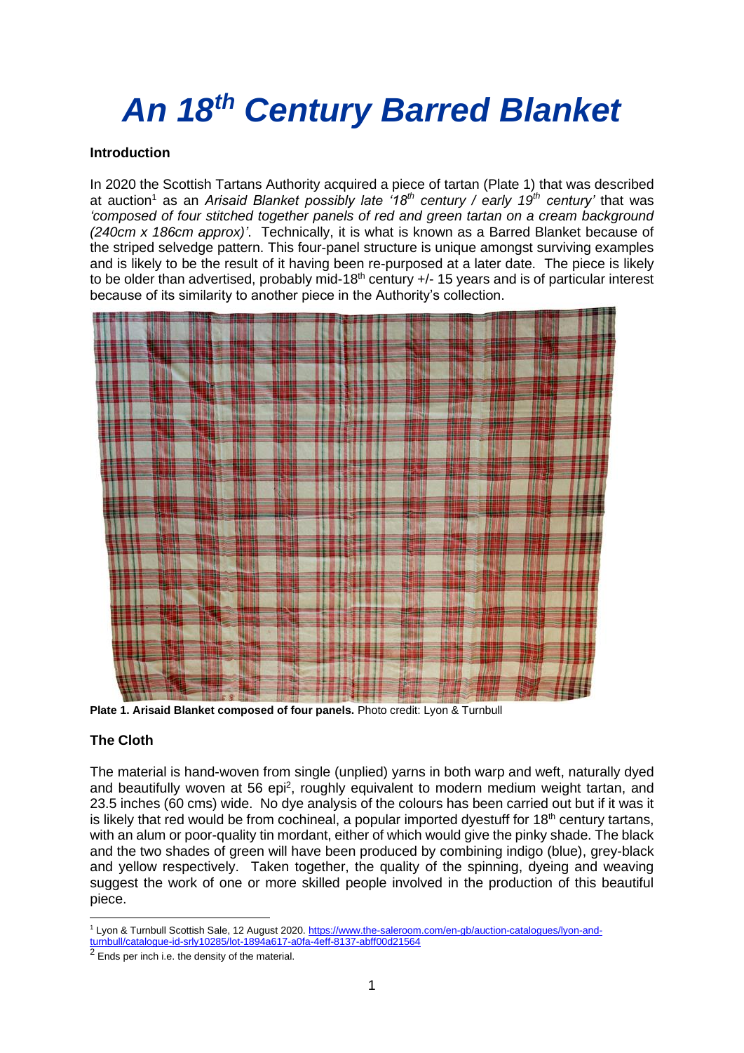# *An 18th Century Barred Blanket*

**Introduction**

In 2020 the Scottish Tartans Authority acquired a piece of tartan (Plate 1) that was described at auction[1] as an *Arisaid Blanket possibly late '18th century / early 19th century'* that was *'composed of four stitched together panels of red and green tartan on a cream background (240cm x 186cm approx)'*. Technically, it is what is known as a Barred Blanket because of the striped selvedge pattern. This four-panel structure is unique amongst surviving examples and is likely to be the result of it having been re-purposed at a later date. The piece is likely to be older than advertised, probably mid-18th century +/- 15 years and is of particular interest because of its similarity to another piece in the Authority's collection.

**Plate 1. Arisaid Blanket composed of four panels.** Photo credit: Lyon & Turnbull

## The Cloth

The material is hand-woven from single (unplied) yarns in both warp and weft, naturally dyed and beautifully woven at 56 epi[2], roughly equivalent to modern medium weight tartan, and 23.5 inches (60 cms) wide. No dye analysis of the colours has been carried out but if it was it is likely that red would be from cochineal, a popular imported dyestuff for 18th century tartans, with an alum or poor-quality tin mordant, either of which would give the pinky shade. The black and the two shades of green will have been produced by combining indigo (blue), grey-black and yellow respectively. Taken together, the quality of the spinning, dyeing and weaving suggest the work of one or more skilled people involved in the production of this beautiful piece.

[1] Lyon & Turnbull Scottish Sale, 12 August 2020. https://www.the-saleroom.com/en-gb/auction-catalogues/lyon-and-turnbull/catalogue-id-srly10285/lot-1894a617-a0fa-4eff-8137-abff00d21564

[2] Ends per inch i.e. the density of the material.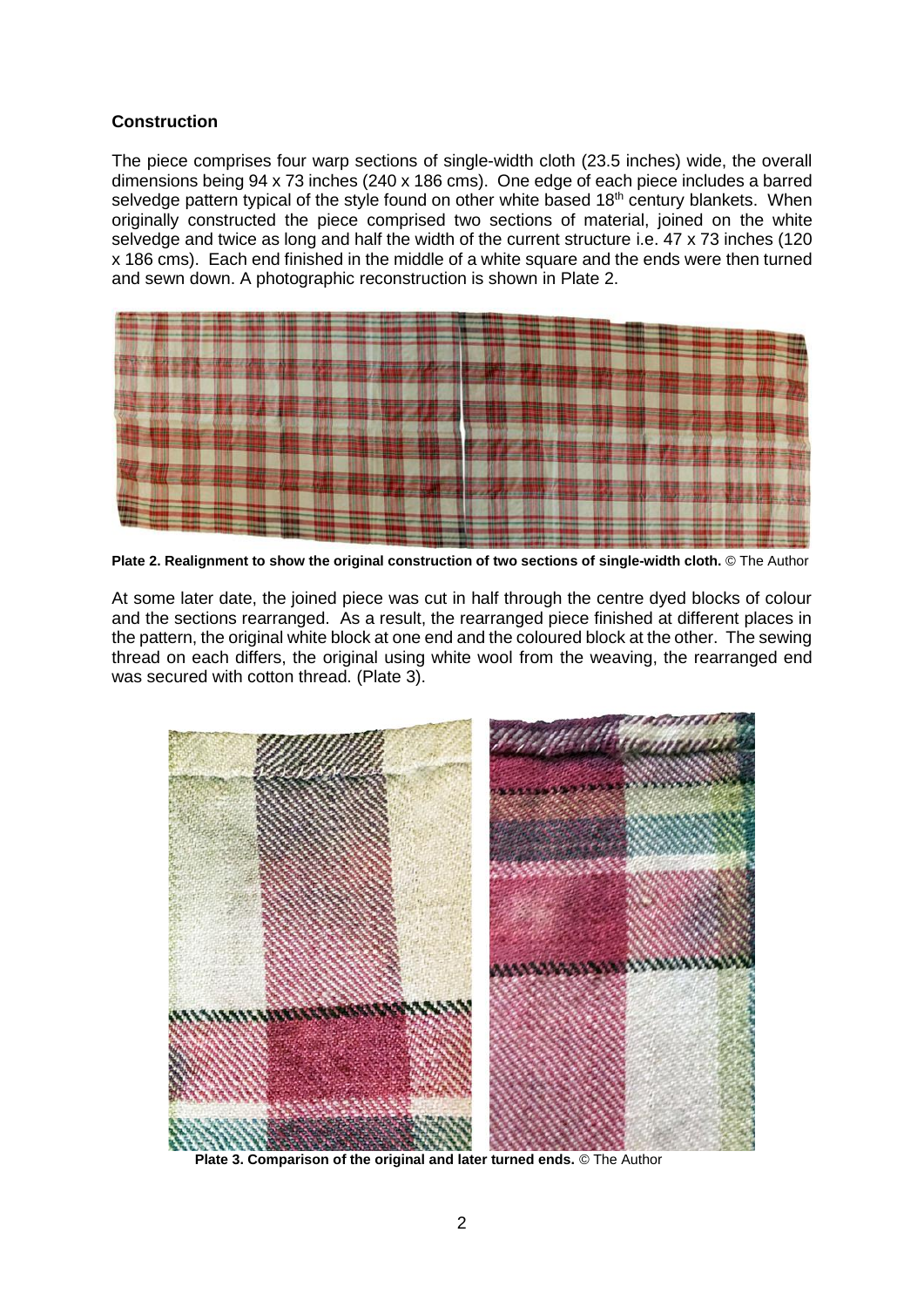### Construction

The piece comprises four warp sections of single-width cloth (23.5 inches) wide, the overall dimensions being 94 x 73 inches (240 x 186 cms). One edge of each piece includes a barred selvedge pattern typical of the style found on other white based 18th century blankets. When originally constructed the piece comprised two sections of material, joined on the white selvedge and twice as long and half the width of the current structure i.e. 47 x 73 inches (120 x 186 cms). Each end finished in the middle of a white square and the ends were then turned and sewn down. A photographic reconstruction is shown in Plate 2.

**Plate 2. Realignment to show the original construction of two sections of single-width cloth.** © The Author

At some later date, the joined piece was cut in half through the centre dyed blocks of colour and the sections rearranged. As a result, the rearranged piece finished at different places in the pattern, the original white block at one end and the coloured block at the other. The sewing thread on each differs, the original using white wool from the weaving, the rearranged end was secured with cotton thread. (Plate 3).

**Plate 3. Comparison of the original and later turned ends.** © The Author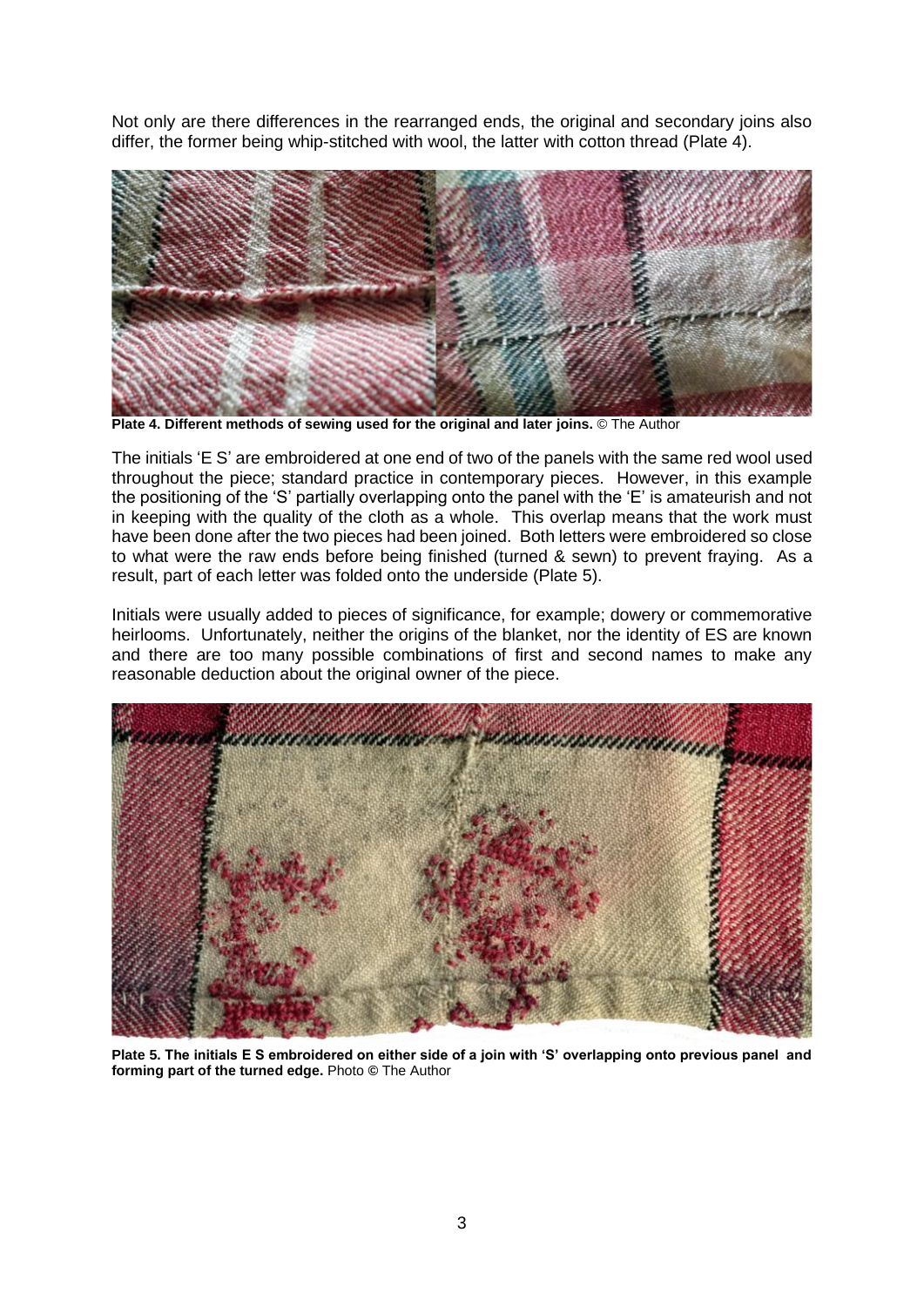Not only are there differences in the rearranged ends, the original and secondary joins also differ, the former being whip-stitched with wool, the latter with cotton thread (Plate 4).

**Plate 4. Different methods of sewing used for the original and later joins.** © The Author

The initials 'E S' are embroidered at one end of two of the panels with the same red wool used throughout the piece; standard practice in contemporary pieces. However, in this example the positioning of the 'S' partially overlapping onto the panel with the 'E' is amateurish and not in keeping with the quality of the cloth as a whole. This overlap means that the work must have been done after the two pieces had been joined. Both letters were embroidered so close to what were the raw ends before being finished (turned & sewn) to prevent fraying. As a result, part of each letter was folded onto the underside (Plate 5).

Initials were usually added to pieces of significance, for example; dowery or commemorative heirlooms. Unfortunately, neither the origins of the blanket, nor the identity of ES are known and there are too many possible combinations of first and second names to make any reasonable deduction about the original owner of the piece.

**Plate 5. The initials E S embroidered on either side of a join with 'S' overlapping onto previous panel and forming part of the turned edge.** Photo © The Author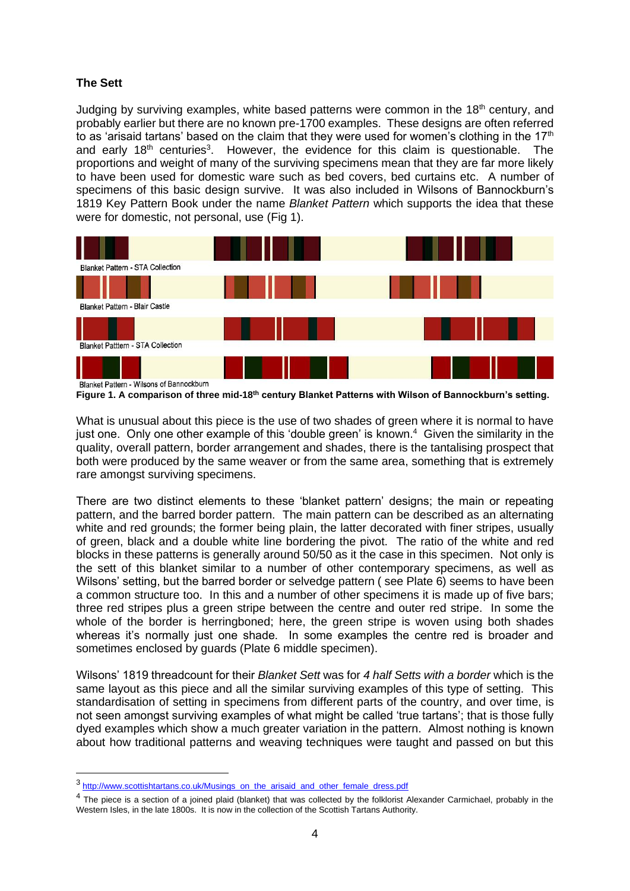**The Sett**

Judging by surviving examples, white based patterns were common in the 18th century, and probably earlier but there are no known pre-1700 examples. These designs are often referred to as 'arisaid tartans' based on the claim that they were used for women's clothing in the 17th and early 18th centuries[3]. However, the evidence for this claim is questionable. The proportions and weight of many of the surviving specimens mean that they are far more likely to have been used for domestic ware such as bed covers, bed curtains etc. A number of specimens of this basic design survive. It was also included in Wilsons of Bannockburn's 1819 Key Pattern Book under the name *Blanket Pattern* which supports the idea that these were for domestic, not personal, use (Fig 1).

Blanket Pattern - STA Collection

Blanket Pattern - Blair Castle

Blanket Patttern - STA Collection

Blanket Pattern - Wilsons of Bannockburn

**Figure 1. A comparison of three mid-18th century Blanket Patterns with Wilson of Bannockburn's setting.**

What is unusual about this piece is the use of two shades of green where it is normal to have just one. Only one other example of this 'double green' is known.[4] Given the similarity in the quality, overall pattern, border arrangement and shades, there is the tantalising prospect that both were produced by the same weaver or from the same area, something that is extremely rare amongst surviving specimens.

There are two distinct elements to these 'blanket pattern' designs; the main or repeating pattern, and the barred border pattern. The main pattern can be described as an alternating white and red grounds; the former being plain, the latter decorated with finer stripes, usually of green, black and a double white line bordering the pivot. The ratio of the white and red blocks in these patterns is generally around 50/50 as it the case in this specimen. Not only is the sett of this blanket similar to a number of other contemporary specimens, as well as Wilsons' setting, but the barred border or selvedge pattern ( see Plate 6) seems to have been a common structure too. In this and a number of other specimens it is made up of five bars; three red stripes plus a green stripe between the centre and outer red stripe. In some the whole of the border is herringboned; here, the green stripe is woven using both shades whereas it's normally just one shade. In some examples the centre red is broader and sometimes enclosed by guards (Plate 6 middle specimen).

Wilsons' 1819 threadcount for their *Blanket Sett* was for *4 half Setts with a border* which is the same layout as this piece and all the similar surviving examples of this type of setting. This standardisation of setting in specimens from different parts of the country, and over time, is not seen amongst surviving examples of what might be called 'true tartans'; that is those fully dyed examples which show a much greater variation in the pattern. Almost nothing is known about how traditional patterns and weaving techniques were taught and passed on but this

---

[3] http://www.scottishtartans.co.uk/Musings_on_the_arisaid_and_other_female_dress.pdf

[4] The piece is a section of a joined plaid (blanket) that was collected by the folklorist Alexander Carmichael, probably in the Western Isles, in the late 1800s. It is now in the collection of the Scottish Tartans Authority.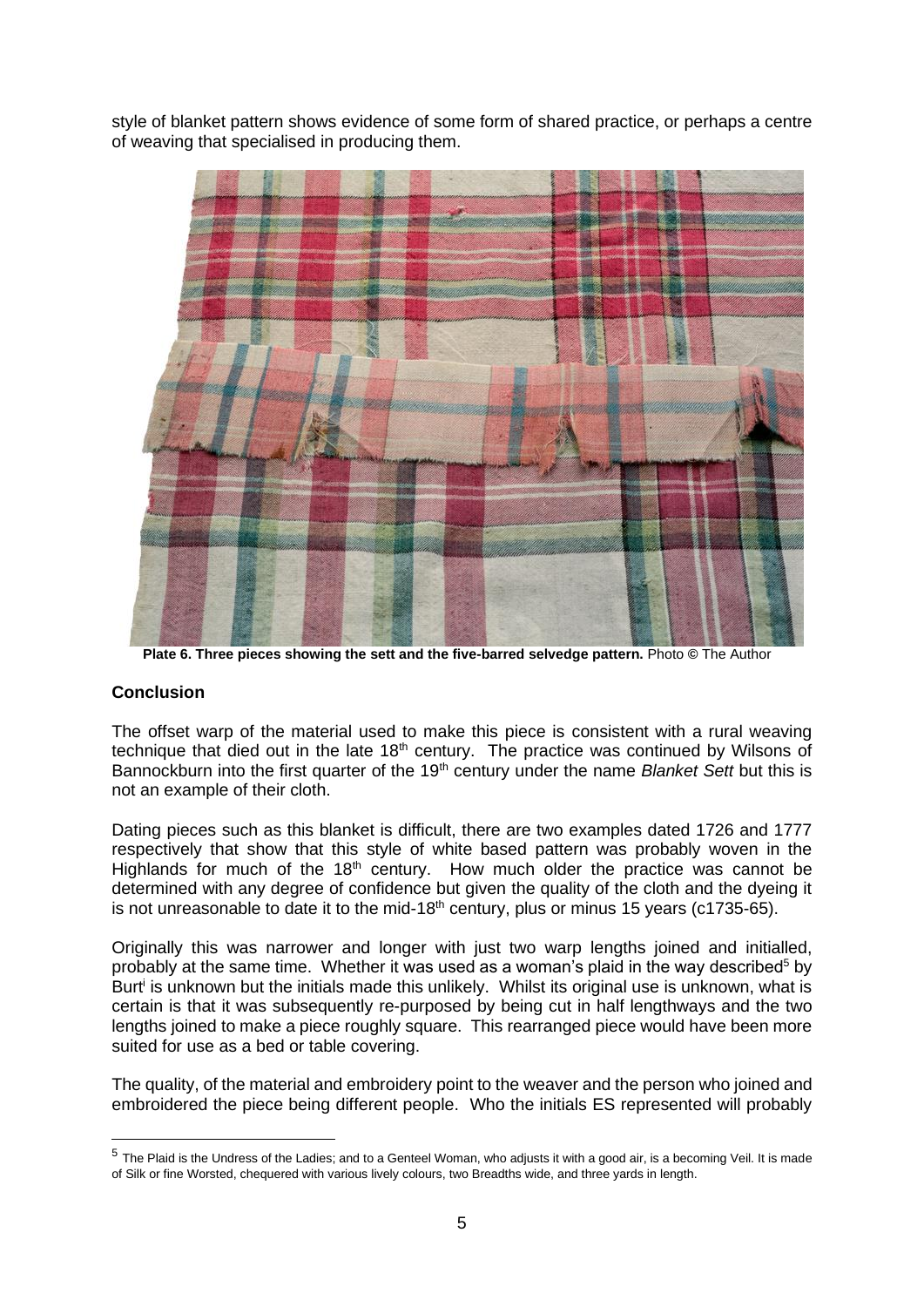style of blanket pattern shows evidence of some form of shared practice, or perhaps a centre of weaving that specialised in producing them.

**Plate 6. Three pieces showing the sett and the five-barred selvedge pattern.** Photo © The Author

## Conclusion

The offset warp of the material used to make this piece is consistent with a rural weaving technique that died out in the late 18th century. The practice was continued by Wilsons of Bannockburn into the first quarter of the 19th century under the name *Blanket Sett* but this is not an example of their cloth.

Dating pieces such as this blanket is difficult, there are two examples dated 1726 and 1777 respectively that show that this style of white based pattern was probably woven in the Highlands for much of the 18th century. How much older the practice was cannot be determined with any degree of confidence but given the quality of the cloth and the dyeing it is not unreasonable to date it to the mid-18th century, plus or minus 15 years (c1735-65).

Originally this was narrower and longer with just two warp lengths joined and initialled, probably at the same time. Whether it was used as a woman's plaid in the way described[5] by Burt[i] is unknown but the initials made this unlikely. Whilst its original use is unknown, what is certain is that it was subsequently re-purposed by being cut in half lengthways and the two lengths joined to make a piece roughly square. This rearranged piece would have been more suited for use as a bed or table covering.

The quality, of the material and embroidery point to the weaver and the person who joined and embroidered the piece being different people. Who the initials ES represented will probably

[5] The Plaid is the Undress of the Ladies; and to a Genteel Woman, who adjusts it with a good air, is a becoming Veil. It is made of Silk or fine Worsted, chequered with various lively colours, two Breadths wide, and three yards in length.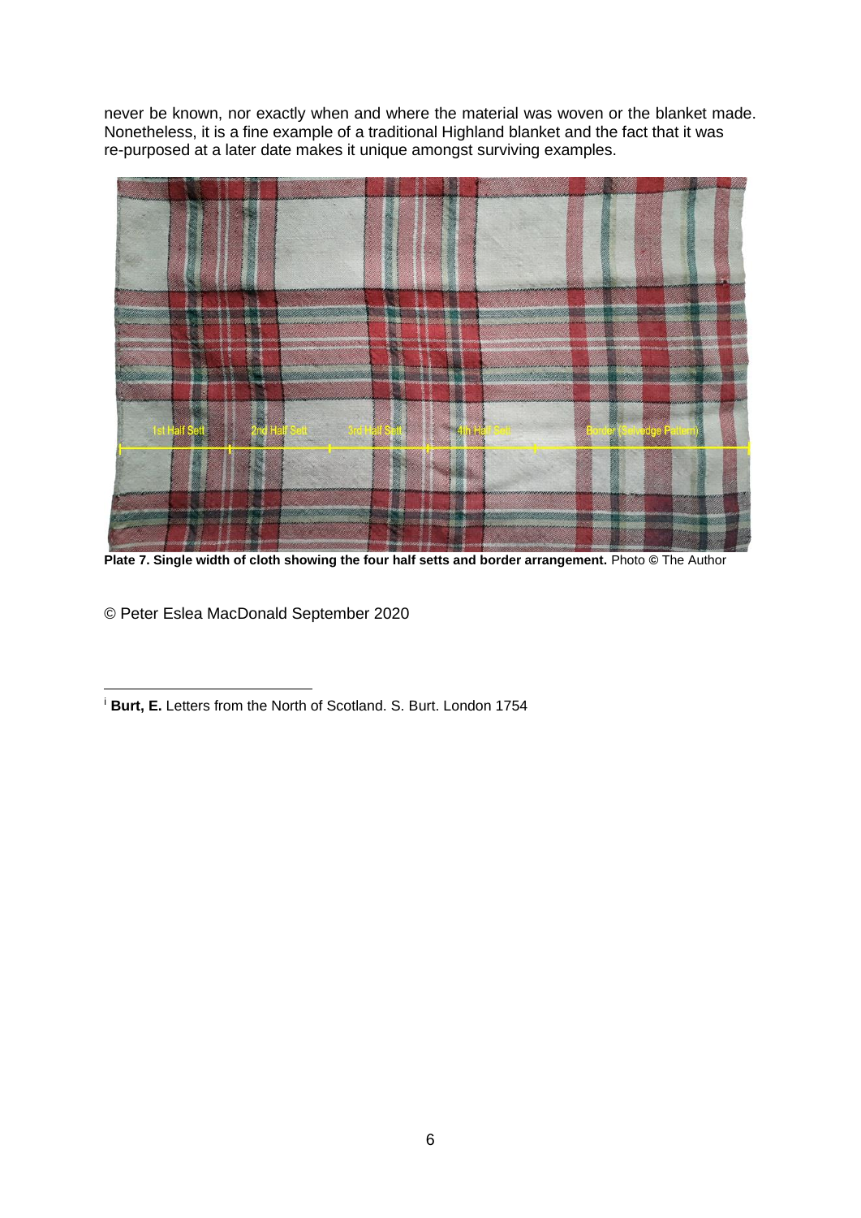never be known, nor exactly when and where the material was woven or the blanket made. Nonetheless, it is a fine example of a traditional Highland blanket and the fact that it was re-purposed at a later date makes it unique amongst surviving examples.

**Plate 7. Single width of cloth showing the four half setts and border arrangement.** Photo © The Author

© Peter Eslea MacDonald September 2020

---

[i] **Burt, E.** Letters from the North of Scotland. S. Burt. London 1754